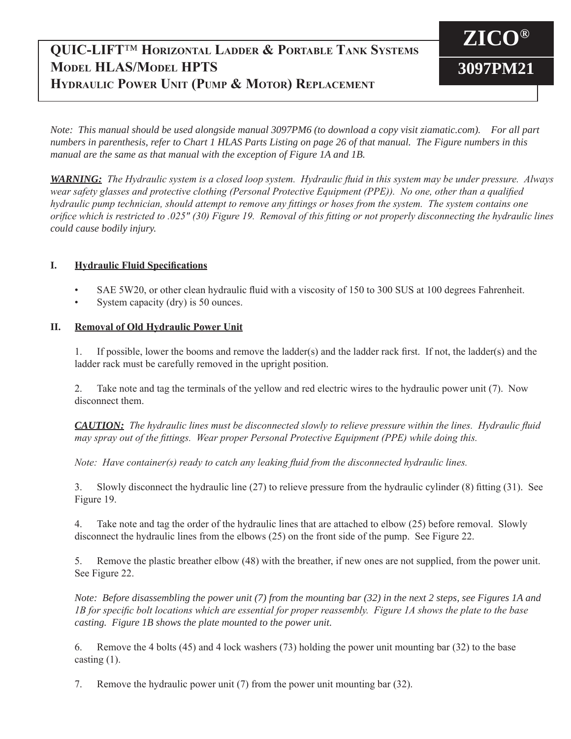# QUIC-LIFT™ Horizontal Ladder & Portable Tank Systems
# Model HLAS/Model HPTS
# Hydraulic Power Unit (Pump & Motor) Replacement

**ZICO®**

**3097PM21**

*Note: This manual should be used alongside manual 3097PM6 (to download a copy visit ziamatic.com). For all part numbers in parenthesis, refer to Chart 1 HLAS Parts Listing on page 26 of that manual. The Figure numbers in this manual are the same as that manual with the exception of Figure 1A and 1B.*

***WARNING:*** *The Hydraulic system is a closed loop system. Hydraulic fluid in this system may be under pressure. Always wear safety glasses and protective clothing (Personal Protective Equipment (PPE)). No one, other than a qualified hydraulic pump technician, should attempt to remove any fittings or hoses from the system. The system contains one orifice which is restricted to .025" (30) Figure 19. Removal of this fitting or not properly disconnecting the hydraulic lines could cause bodily injury.*

## I. Hydraulic Fluid Specifications

- SAE 5W20, or other clean hydraulic fluid with a viscosity of 150 to 300 SUS at 100 degrees Fahrenheit.
- System capacity (dry) is 50 ounces.

## II. Removal of Old Hydraulic Power Unit

1. If possible, lower the booms and remove the ladder(s) and the ladder rack first. If not, the ladder(s) and the ladder rack must be carefully removed in the upright position.

2. Take note and tag the terminals of the yellow and red electric wires to the hydraulic power unit (7). Now disconnect them.

***CAUTION:*** *The hydraulic lines must be disconnected slowly to relieve pressure within the lines. Hydraulic fluid may spray out of the fittings. Wear proper Personal Protective Equipment (PPE) while doing this.*

*Note: Have container(s) ready to catch any leaking fluid from the disconnected hydraulic lines.*

3. Slowly disconnect the hydraulic line (27) to relieve pressure from the hydraulic cylinder (8) fitting (31). See Figure 19.

4. Take note and tag the order of the hydraulic lines that are attached to elbow (25) before removal. Slowly disconnect the hydraulic lines from the elbows (25) on the front side of the pump. See Figure 22.

5. Remove the plastic breather elbow (48) with the breather, if new ones are not supplied, from the power unit. See Figure 22.

*Note: Before disassembling the power unit (7) from the mounting bar (32) in the next 2 steps, see Figures 1A and 1B for specific bolt locations which are essential for proper reassembly. Figure 1A shows the plate to the base casting. Figure 1B shows the plate mounted to the power unit.*

6. Remove the 4 bolts (45) and 4 lock washers (73) holding the power unit mounting bar (32) to the base casting (1).

7. Remove the hydraulic power unit (7) from the power unit mounting bar (32).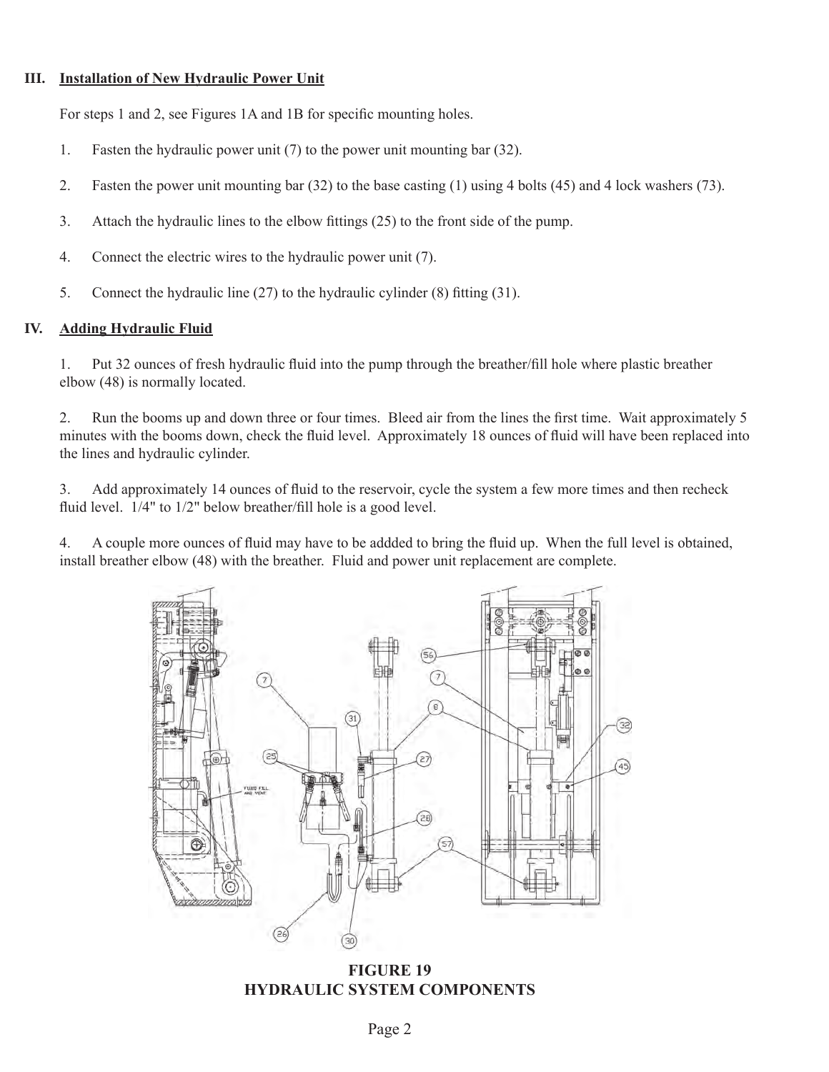## III. Installation of New Hydraulic Power Unit

For steps 1 and 2, see Figures 1A and 1B for specific mounting holes.

1. Fasten the hydraulic power unit (7) to the power unit mounting bar (32).
2. Fasten the power unit mounting bar (32) to the base casting (1) using 4 bolts (45) and 4 lock washers (73).
3. Attach the hydraulic lines to the elbow fittings (25) to the front side of the pump.
4. Connect the electric wires to the hydraulic power unit (7).
5. Connect the hydraulic line (27) to the hydraulic cylinder (8) fitting (31).

## IV. Adding Hydraulic Fluid

1. Put 32 ounces of fresh hydraulic fluid into the pump through the breather/fill hole where plastic breather elbow (48) is normally located.

2. Run the booms up and down three or four times. Bleed air from the lines the first time. Wait approximately 5 minutes with the booms down, check the fluid level. Approximately 18 ounces of fluid will have been replaced into the lines and hydraulic cylinder.

3. Add approximately 14 ounces of fluid to the reservoir, cycle the system a few more times and then recheck fluid level. 1/4" to 1/2" below breather/fill hole is a good level.

4. A couple more ounces of fluid may have to be addded to bring the fluid up. When the full level is obtained, install breather elbow (48) with the breather. Fluid and power unit replacement are complete.

**FIGURE 19**
**HYDRAULIC SYSTEM COMPONENTS**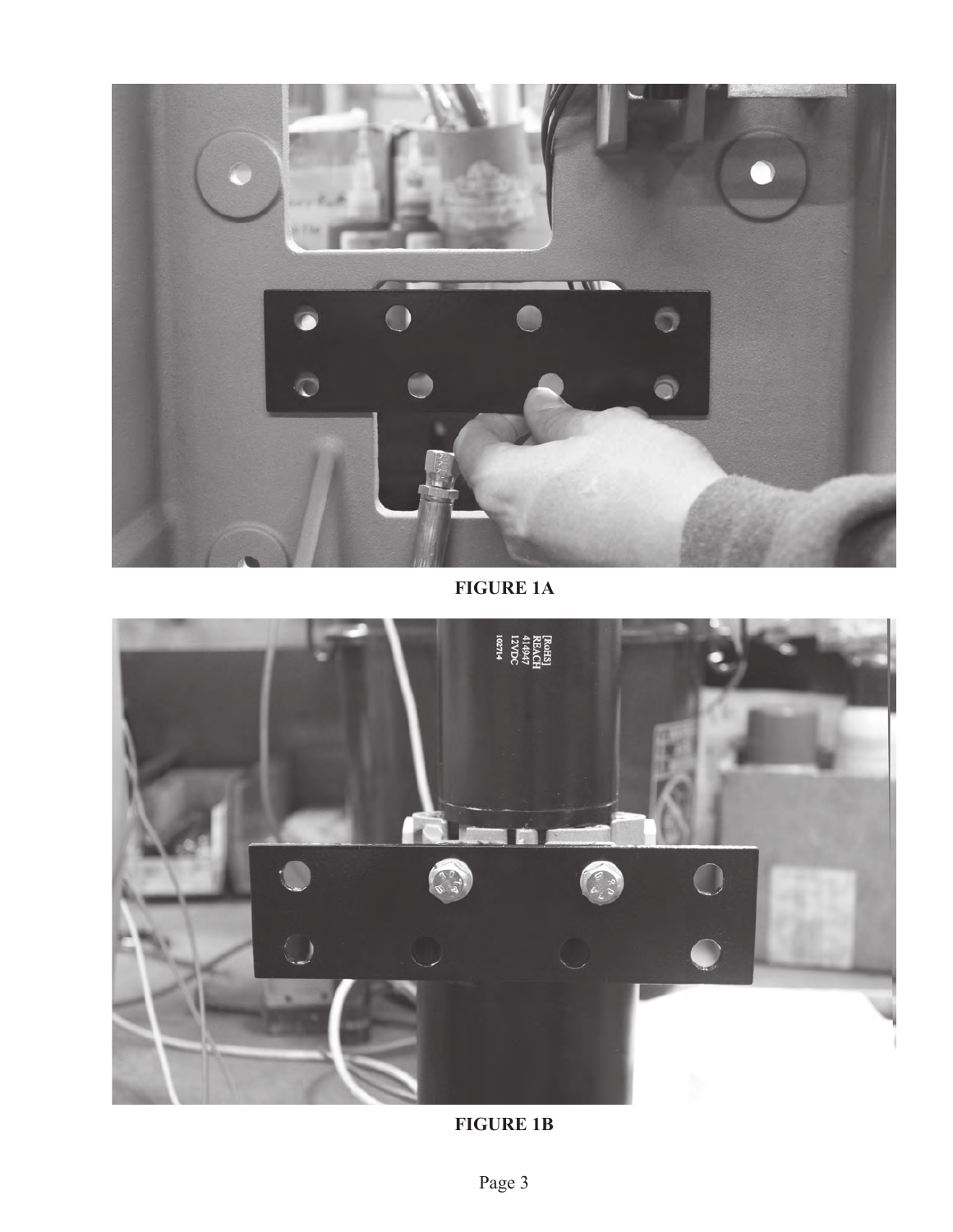**FIGURE 1A**

**FIGURE 1B**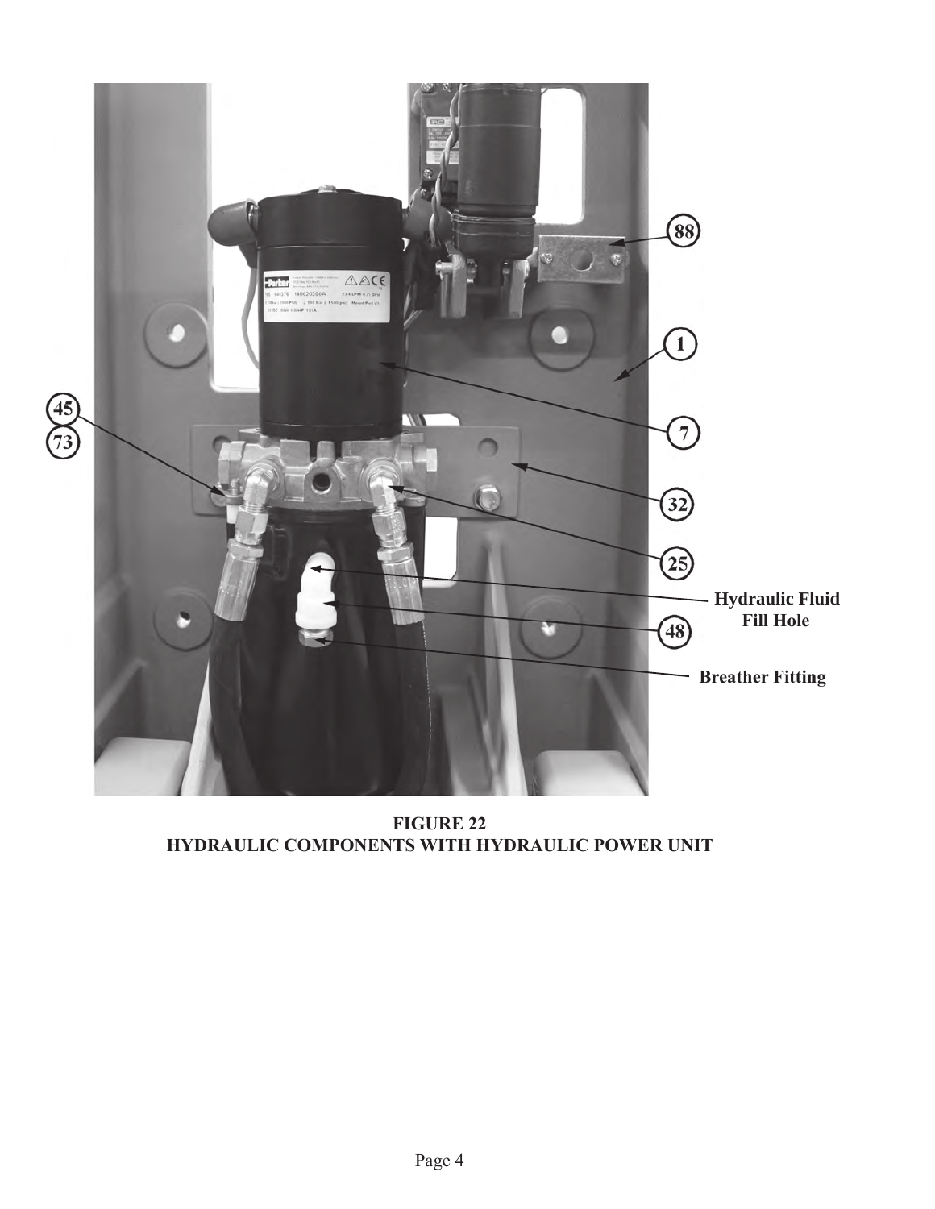FIGURE 22
HYDRAULIC COMPONENTS WITH HYDRAULIC POWER UNIT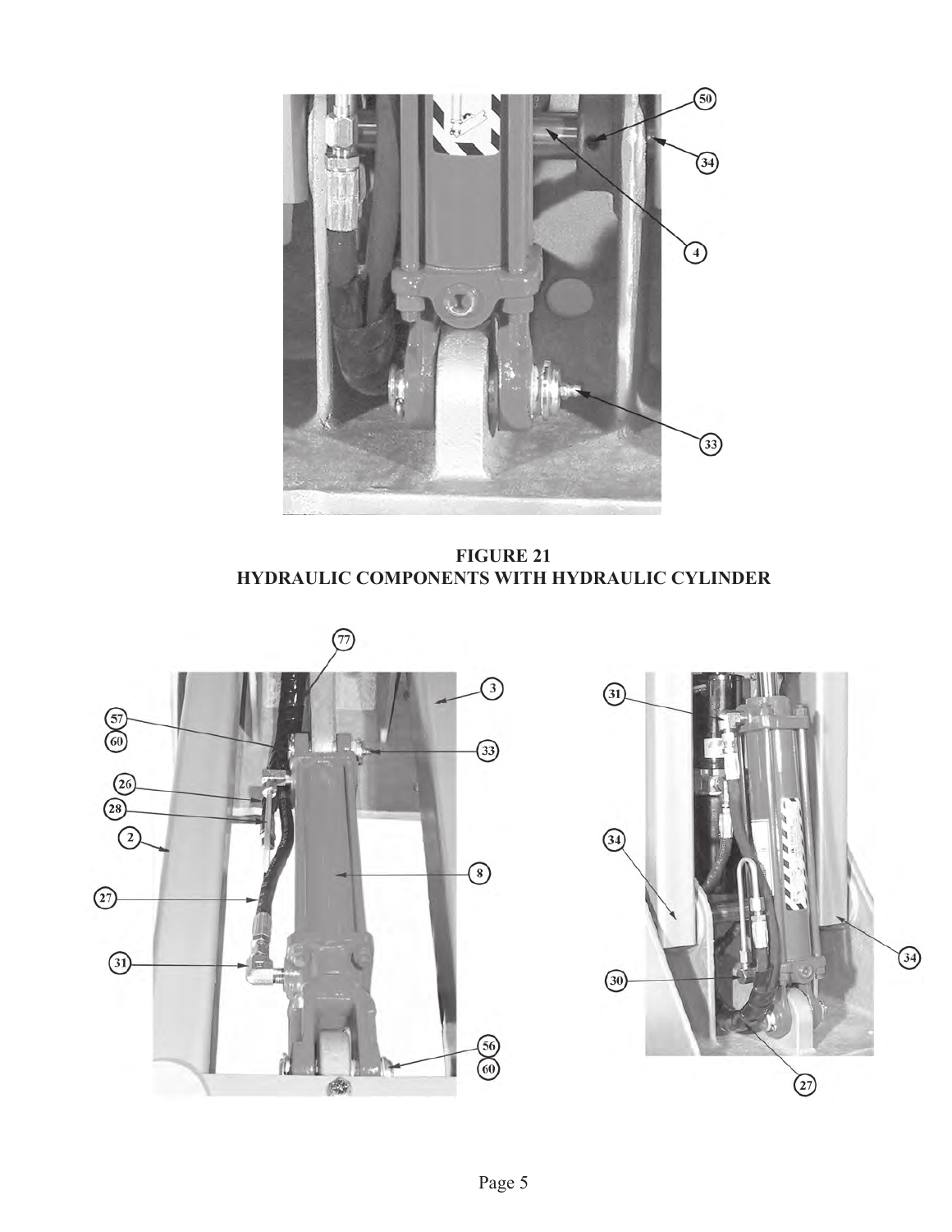**FIGURE 21**
**HYDRAULIC COMPONENTS WITH HYDRAULIC CYLINDER**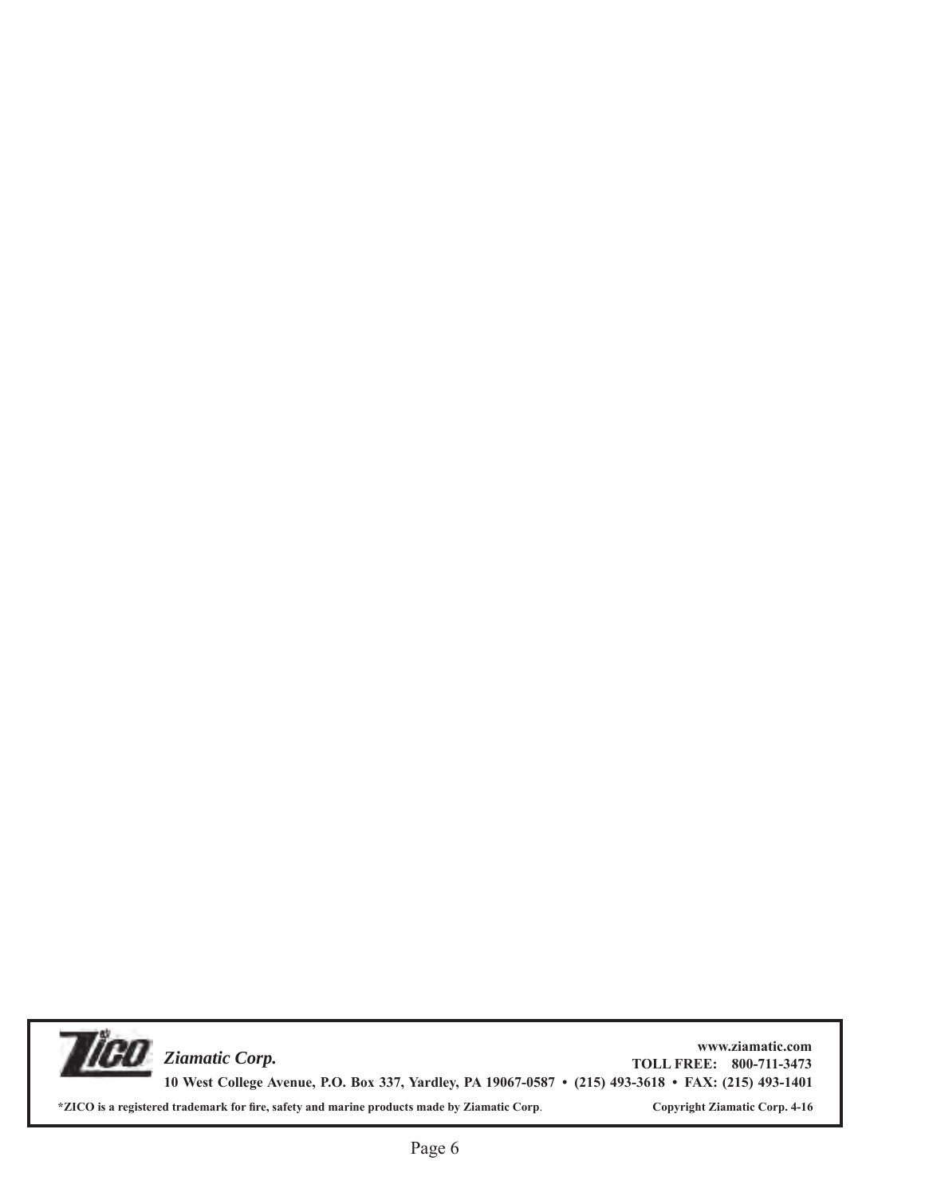**Ziamatic Corp.**

www.ziamatic.com

**TOLL FREE: 800-711-3473**

**10 West College Avenue, P.O. Box 337, Yardley, PA 19067-0587 • (215) 493-3618 • FAX: (215) 493-1401**

**\*ZICO is a registered trademark for fire, safety and marine products made by Ziamatic Corp.**

**Copyright Ziamatic Corp. 4-16**